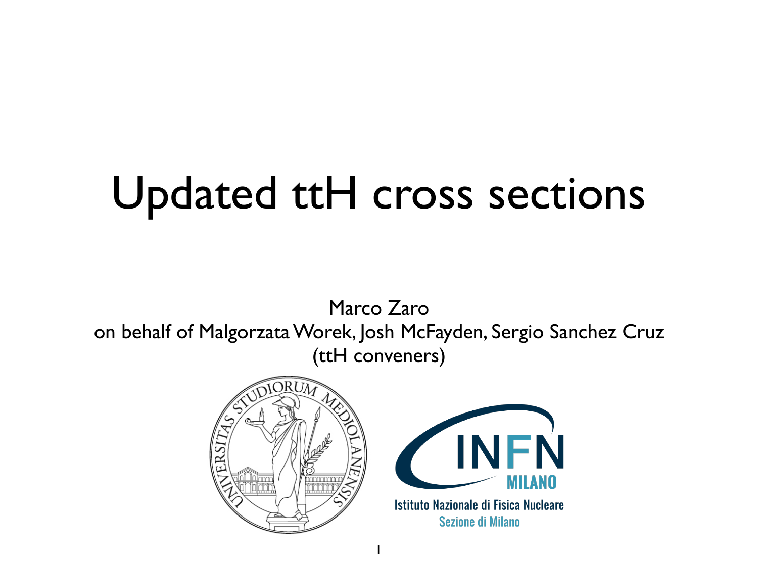# Updated ttH cross sections

Marco Zaro

on behalf of Malgorzata Worek, Josh McFayden, Sergio Sanchez Cruz (ttH conveners)

Istituto Nazionale di Fisica Nucleare

Sezione di Milano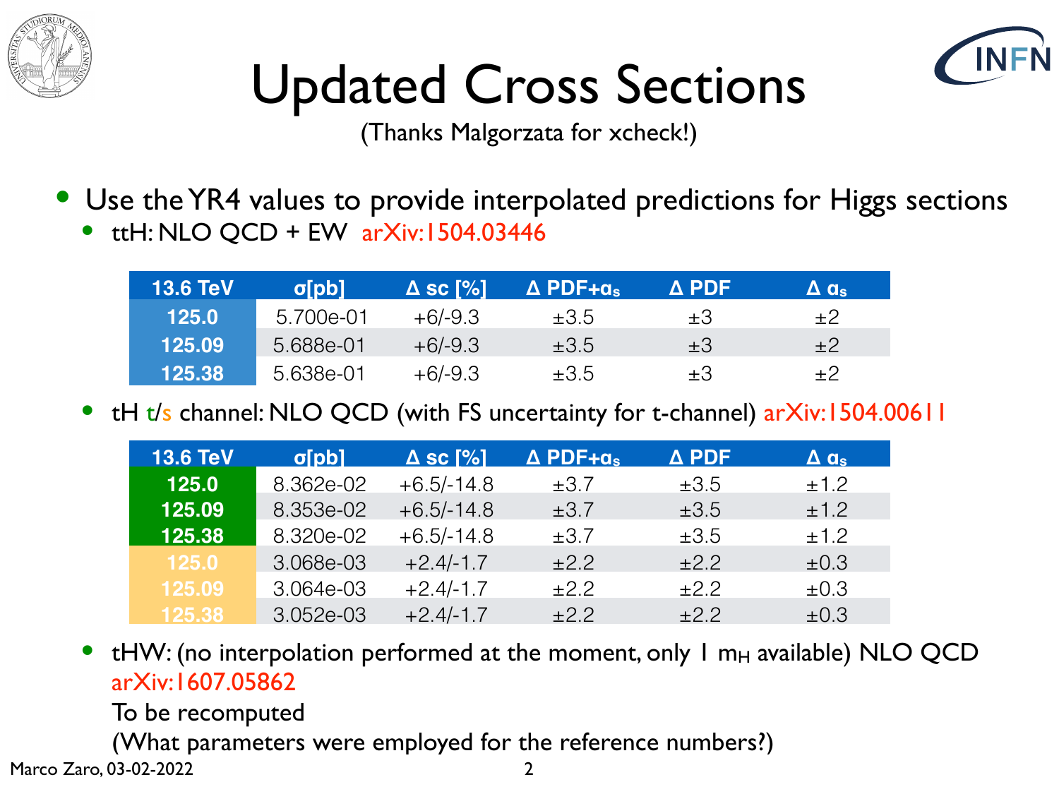# Updated Cross Sections

(Thanks Malgorzata for xcheck!)

- Use the YR4 values to provide interpolated predictions for Higgs sections
  - ttH: NLO QCD + EW arXiv:1504.03446

| 13.6 TeV | σ[pb] | Δ sc [%] | Δ PDF+$\alpha_s$ | Δ PDF | Δ $\alpha_s$ |
|---|---|---|---|---|---|
| 125.0 | 5.700e-01 | +6/-9.3 | ±3.5 | ±3 | ±2 |
| 125.09 | 5.688e-01 | +6/-9.3 | ±3.5 | ±3 | ±2 |
| 125.38 | 5.638e-01 | +6/-9.3 | ±3.5 | ±3 | ±2 |

  - tH t/s channel: NLO QCD (with FS uncertainty for t-channel) arXiv:1504.00611

| 13.6 TeV | σ[pb] | Δ sc [%] | Δ PDF+$\alpha_s$ | Δ PDF | Δ $\alpha_s$ |
|---|---|---|---|---|---|
| 125.0 | 8.362e-02 | +6.5/-14.8 | ±3.7 | ±3.5 | ±1.2 |
| 125.09 | 8.353e-02 | +6.5/-14.8 | ±3.7 | ±3.5 | ±1.2 |
| 125.38 | 8.320e-02 | +6.5/-14.8 | ±3.7 | ±3.5 | ±1.2 |
| 125.0 | 3.068e-03 | +2.4/-1.7 | ±2.2 | ±2.2 | ±0.3 |
| 125.09 | 3.064e-03 | +2.4/-1.7 | ±2.2 | ±2.2 | ±0.3 |
| 125.38 | 3.052e-03 | +2.4/-1.7 | ±2.2 | ±2.2 | ±0.3 |

  - tHW: (no interpolation performed at the moment, only 1 $m_H$ available) NLO QCD arXiv:1607.05862

    To be recomputed

    (What parameters were employed for the reference numbers?)

Marco Zaro, 03-02-2022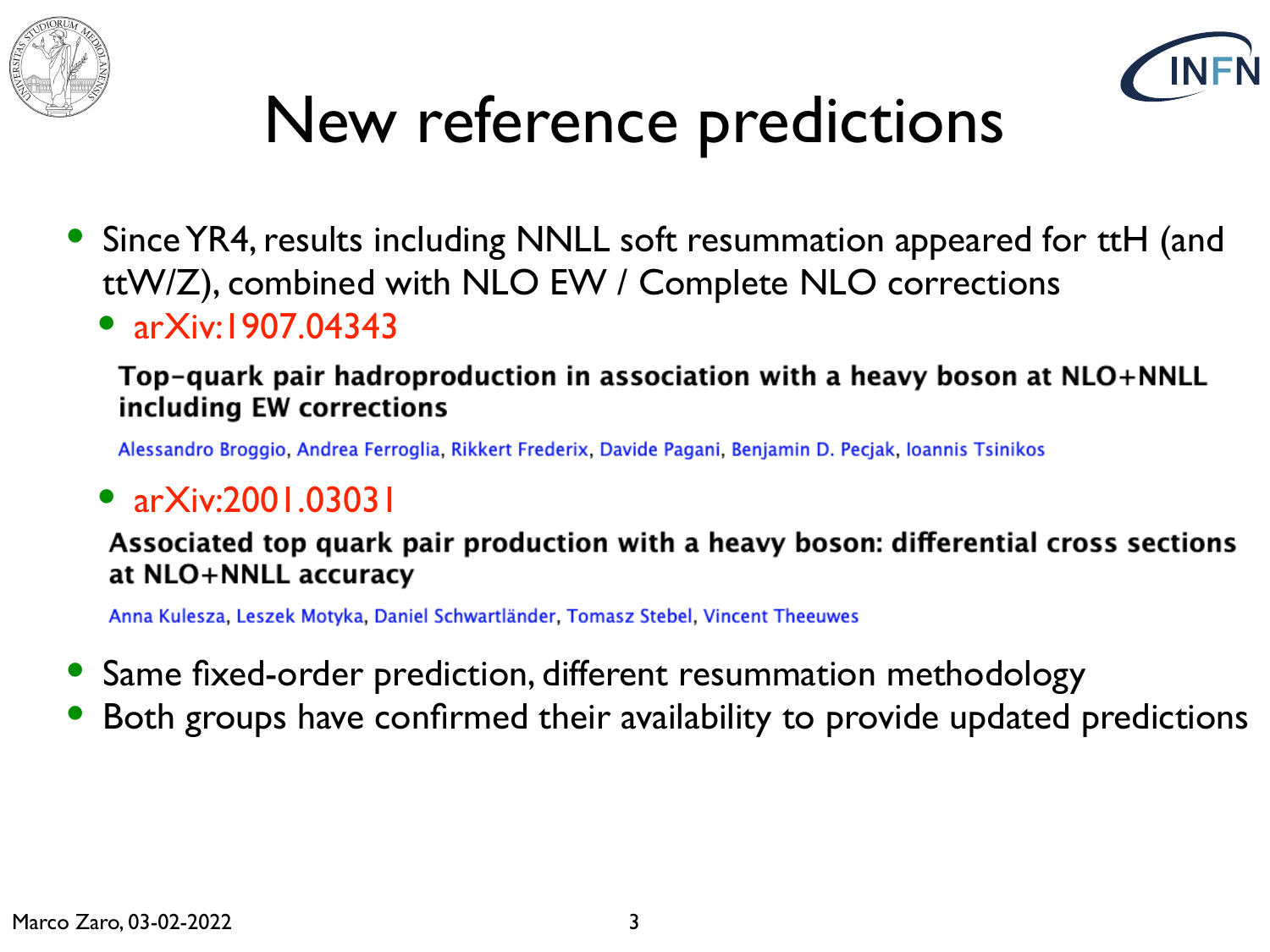# New reference predictions

- Since YR4, results including NNLL soft resummation appeared for ttH (and ttW/Z), combined with NLO EW / Complete NLO corrections
  - arXiv:1907.04343

    **Top-quark pair hadroproduction in association with a heavy boson at NLO+NNLL including EW corrections**

    Alessandro Broggio, Andrea Ferroglia, Rikkert Frederix, Davide Pagani, Benjamin D. Pecjak, Ioannis Tsinikos

  - arXiv:2001.03031

    **Associated top quark pair production with a heavy boson: differential cross sections at NLO+NNLL accuracy**

    Anna Kulesza, Leszek Motyka, Daniel Schwartländer, Tomasz Stebel, Vincent Theeuwes

- Same fixed-order prediction, different resummation methodology
- Both groups have confirmed their availability to provide updated predictions

Marco Zaro, 03-02-2022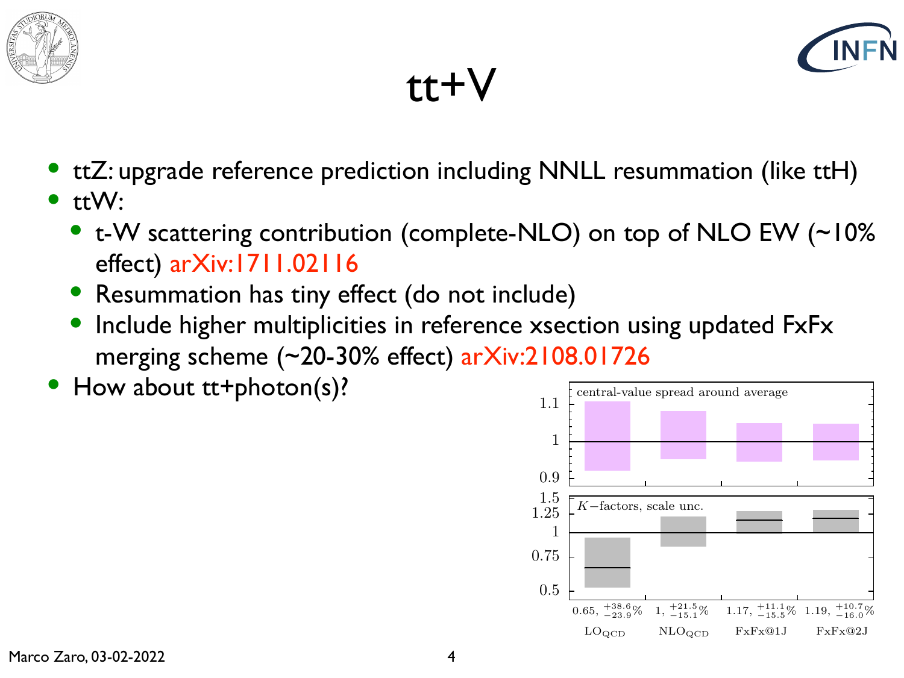# tt+V

- ttZ: upgrade reference prediction including NNLL resummation (like ttH)
- ttW:
  - t-W scattering contribution (complete-NLO) on top of NLO EW (~10% effect) arXiv:1711.02116
  - Resummation has tiny effect (do not include)
  - Include higher multiplicities in reference xsection using updated FxFx merging scheme (~20-30% effect) arXiv:2108.01726
- How about tt+photon(s)?

central-value spread around average

$K-$factors, scale unc.

| $\mathrm{LO_{QCD}}$ | $\mathrm{NLO_{QCD}}$ | FxFx@1J | FxFx@2J |
|---|---|---|---|
| $0.65,\ ^{+38.6}_{-23.9}\%$ | $1,\ ^{+21.5}_{-15.1}\%$ | $1.17,\ ^{+11.1}_{-15.5}\%$ | $1.19,\ ^{+10.7}_{-16.0}\%$ |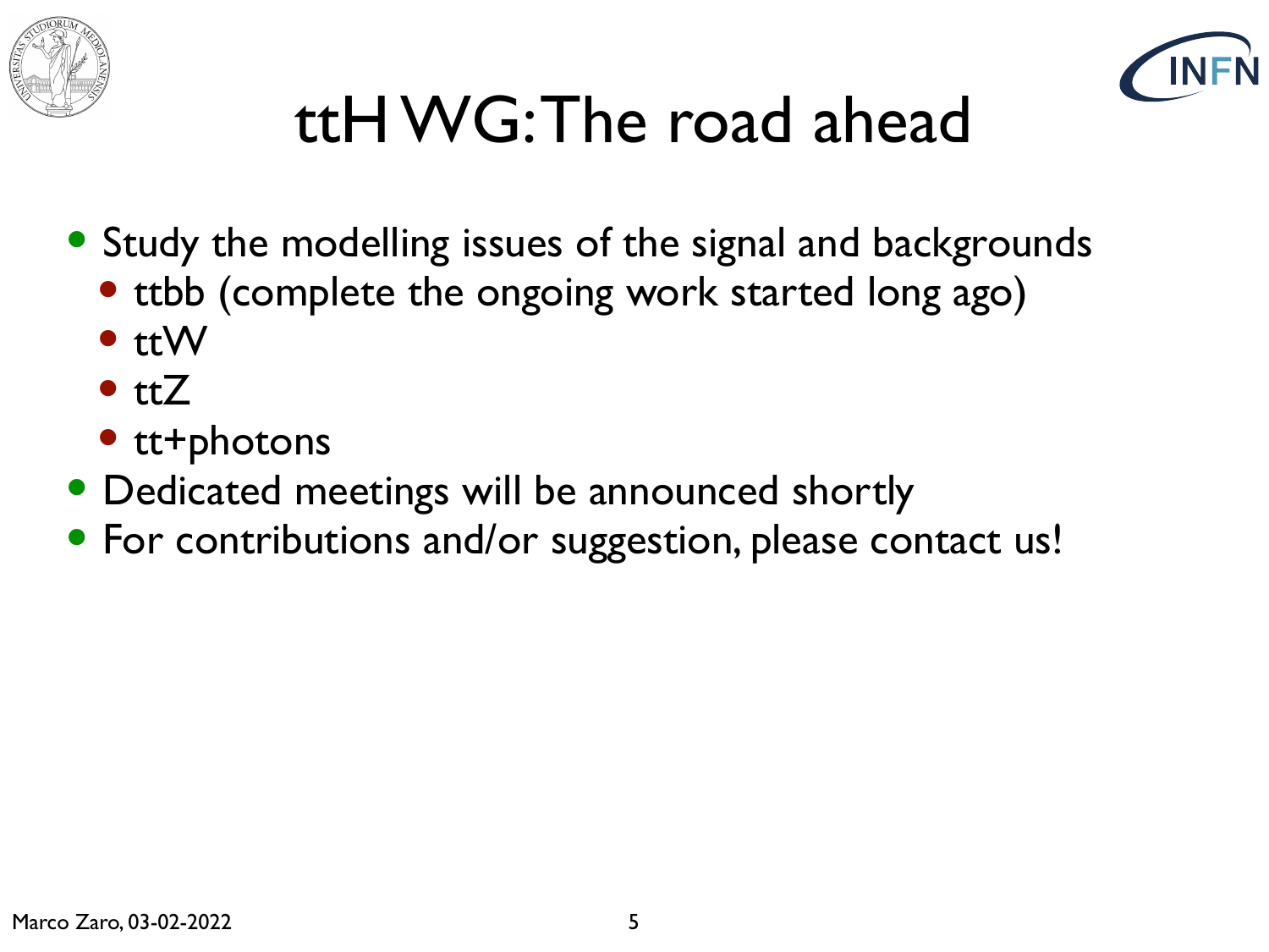# ttH WG: The road ahead

- Study the modelling issues of the signal and backgrounds
  - ttbb (complete the ongoing work started long ago)
  - ttW
  - ttZ
  - tt+photons
- Dedicated meetings will be announced shortly
- For contributions and/or suggestion, please contact us!